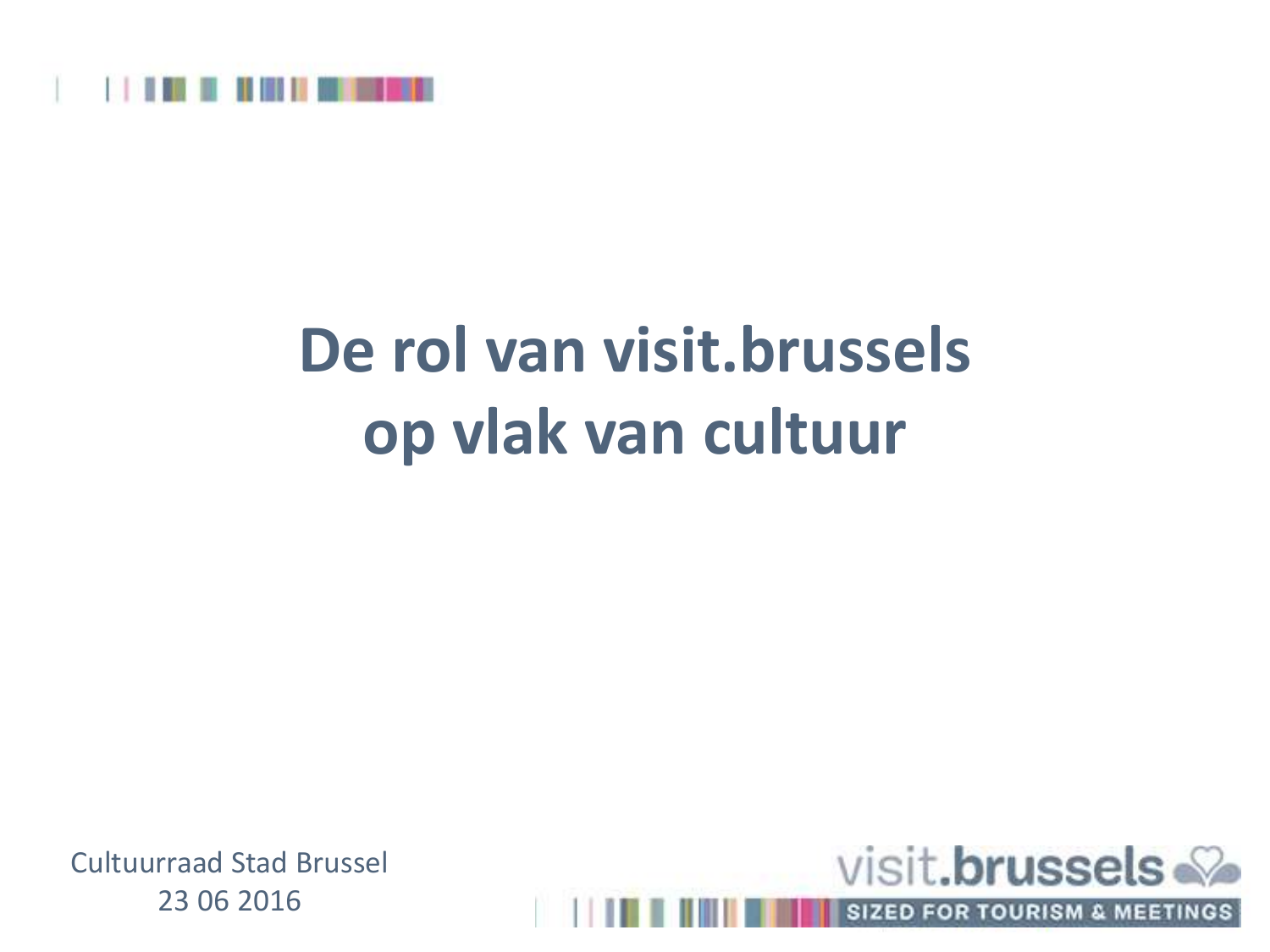# De rol van visit.brussels op vlak van cultuur

Cultuurraad Stad Brussel
23 06 2016

visit.brussels
SIZED FOR TOURISM & MEETINGS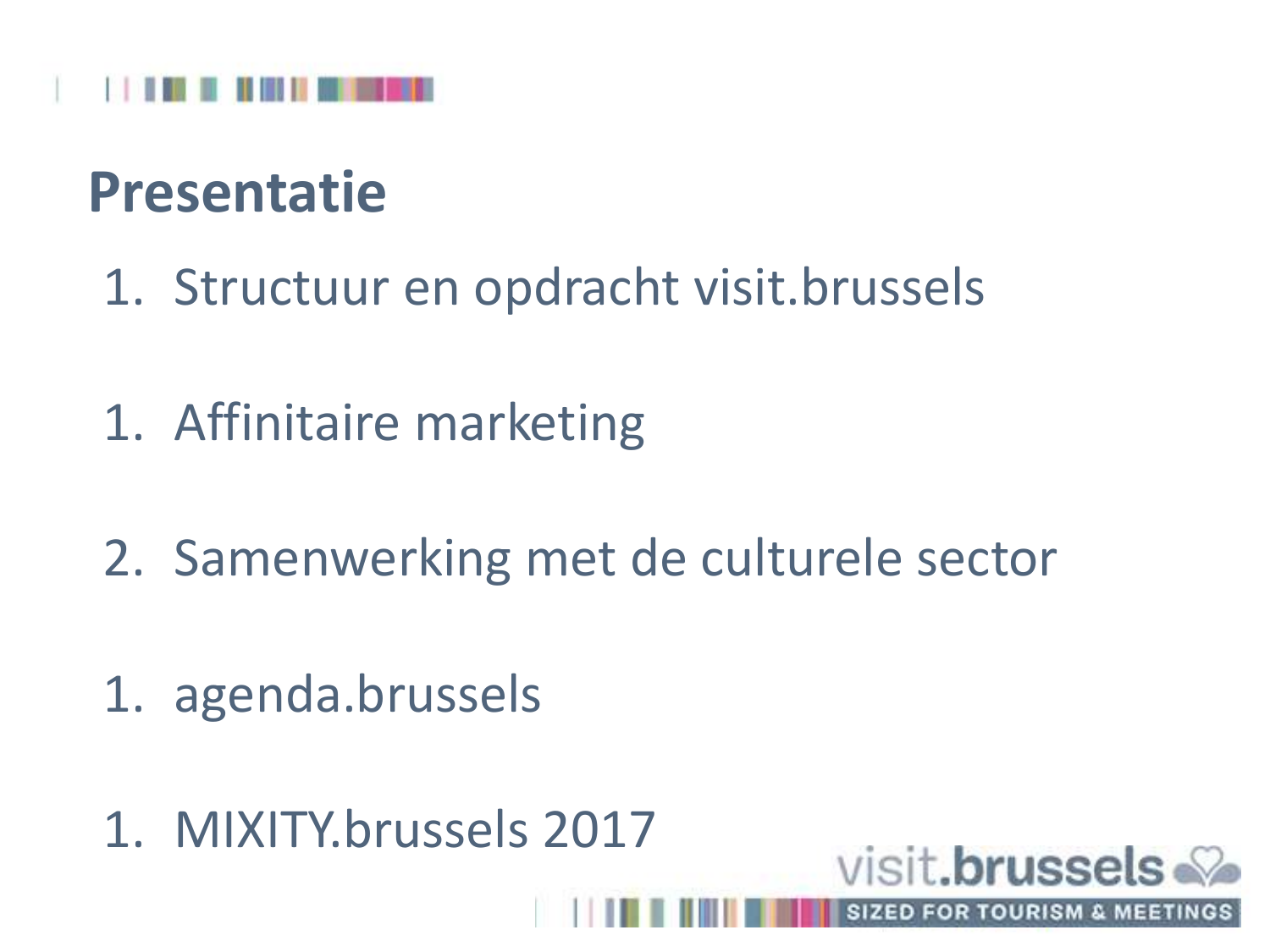# Presentatie

1. Structuur en opdracht visit.brussels

1. Affinitaire marketing

2. Samenwerking met de culturele sector

1. agenda.brussels

1. MIXITY.brussels 2017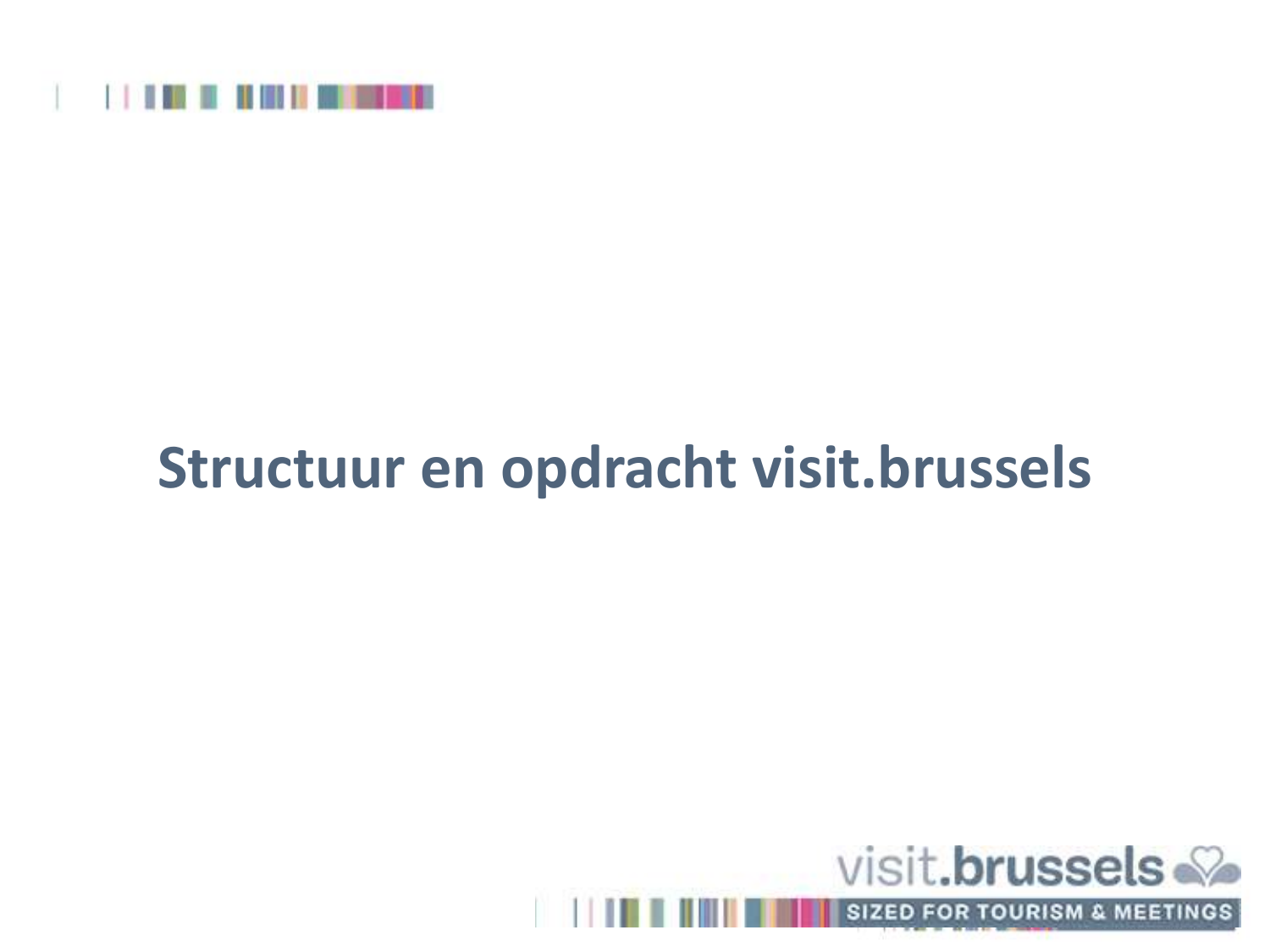# Structuur en opdracht visit.brussels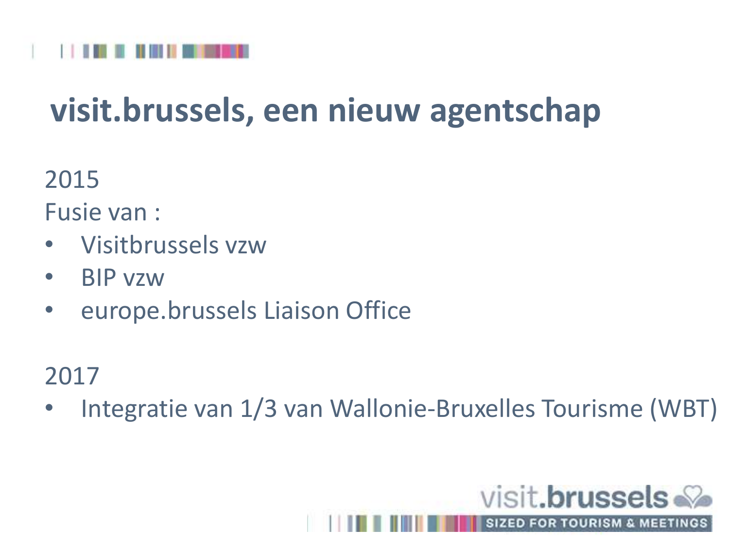# visit.brussels, een nieuw agentschap

2015

Fusie van :

- Visitbrussels vzw
- BIP vzw
- europe.brussels Liaison Office

2017

- Integratie van 1/3 van Wallonie-Bruxelles Tourisme (WBT)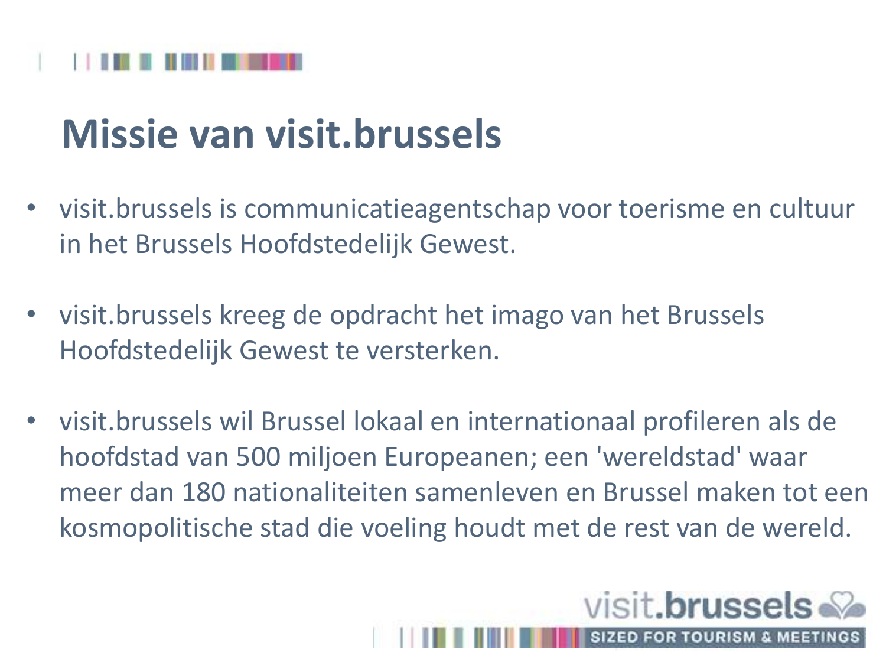# Missie van visit.brussels

- visit.brussels is communicatieagentschap voor toerisme en cultuur in het Brussels Hoofdstedelijk Gewest.

- visit.brussels kreeg de opdracht het imago van het Brussels Hoofdstedelijk Gewest te versterken.

- visit.brussels wil Brussel lokaal en internationaal profileren als de hoofdstad van 500 miljoen Europeanen; een 'wereldstad' waar meer dan 180 nationaliteiten samenleven en Brussel maken tot een kosmopolitische stad die voeling houdt met de rest van de wereld.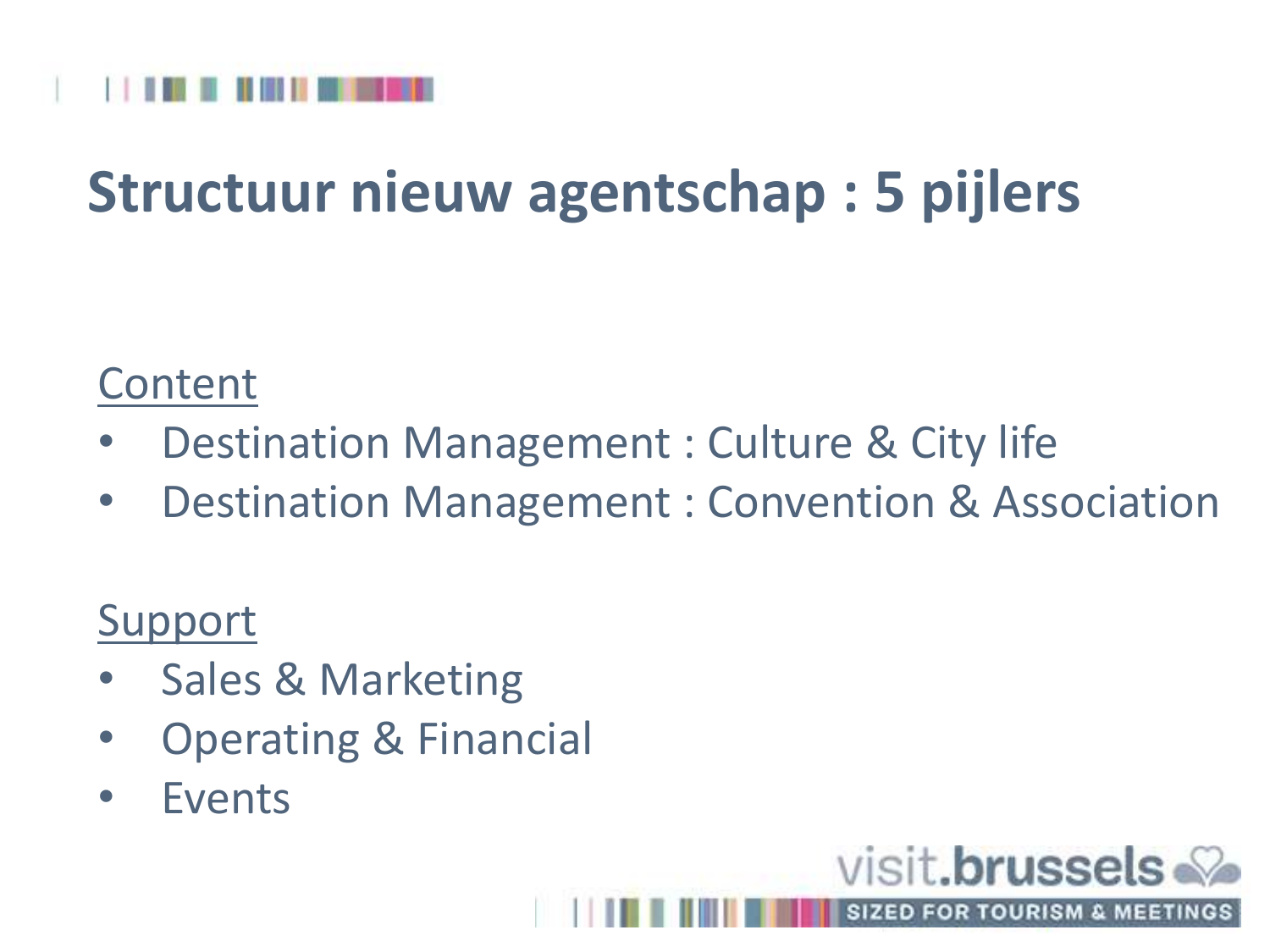# Structuur nieuw agentschap : 5 pijlers

<u>Content</u>

- Destination Management : Culture & City life
- Destination Management : Convention & Association

<u>Support</u>

- Sales & Marketing
- Operating & Financial
- Events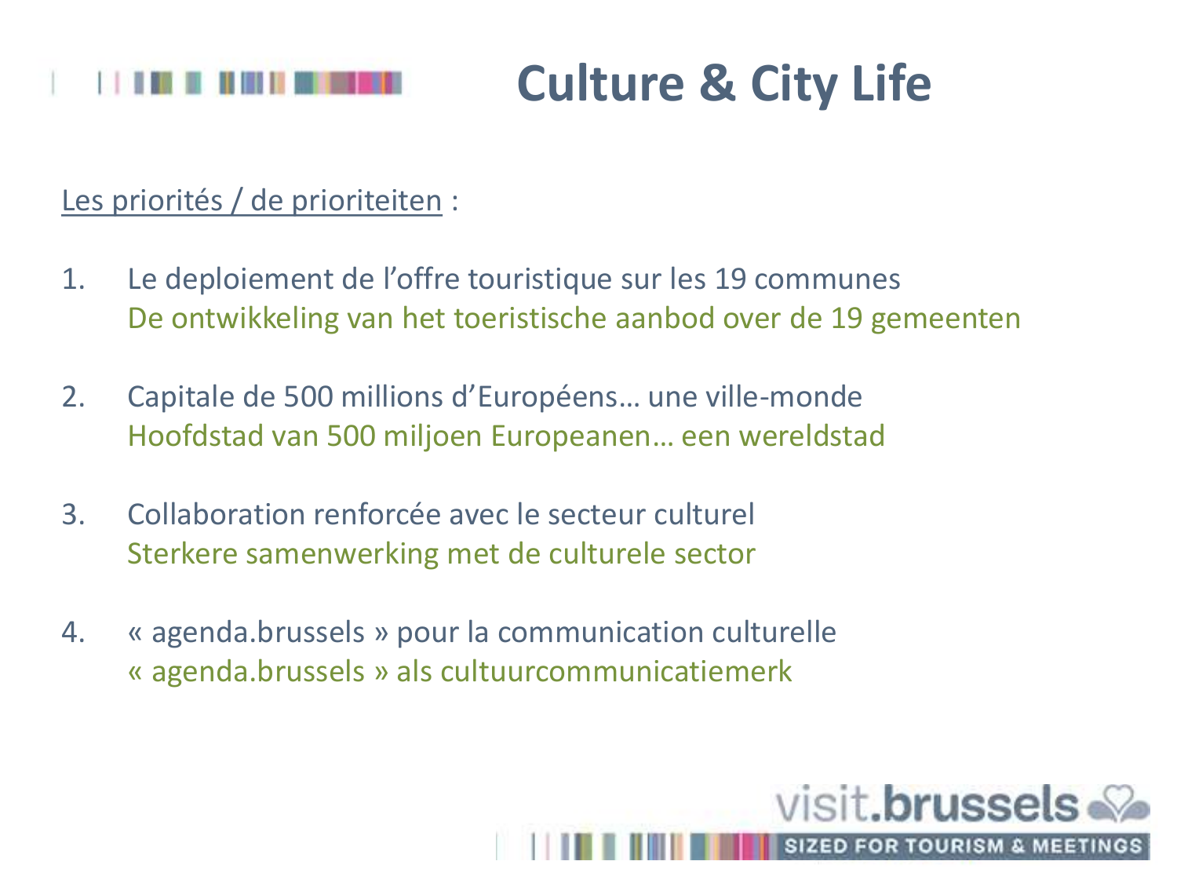# Culture & City Life

<u>Les priorités / de prioriteiten</u> :

1. Le deploiement de l'offre touristique sur les 19 communes
   De ontwikkeling van het toeristische aanbod over de 19 gemeenten

2. Capitale de 500 millions d'Européens… une ville-monde
   Hoofdstad van 500 miljoen Europeanen… een wereldstad

3. Collaboration renforcée avec le secteur culturel
   Sterkere samenwerking met de culturele sector

4. « agenda.brussels » pour la communication culturelle
   « agenda.brussels » als cultuurcommunicatiemerk

visit.brussels
SIZED FOR TOURISM & MEETINGS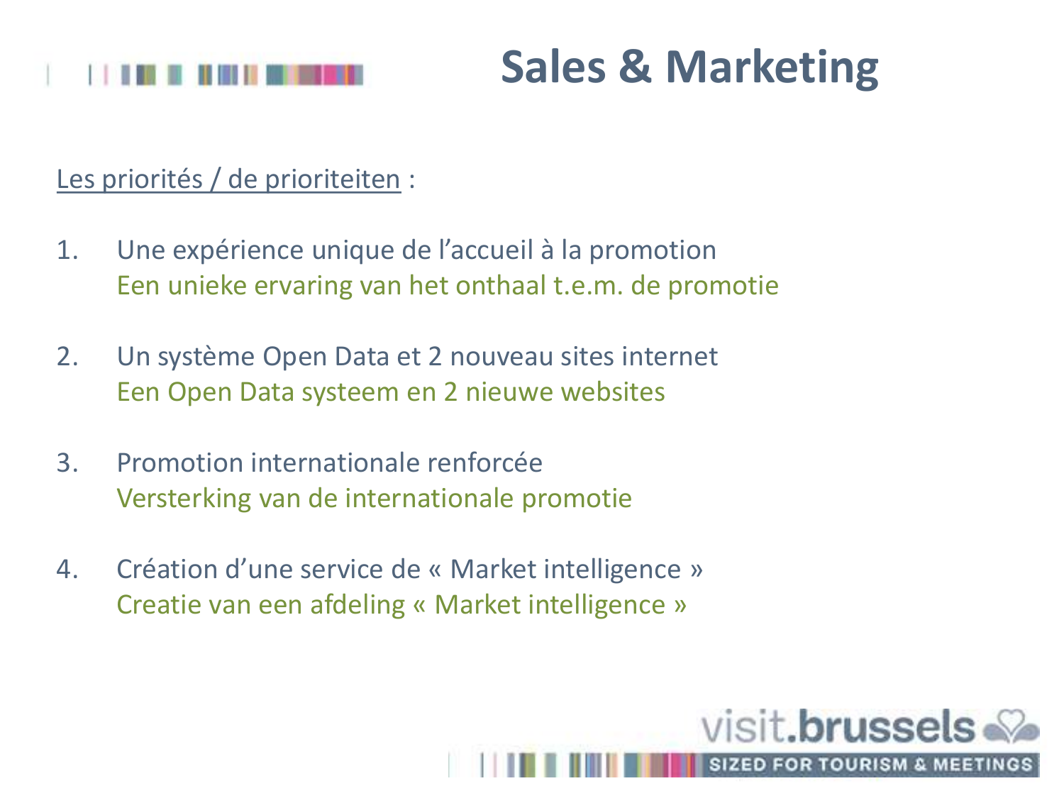# Sales & Marketing

Les priorités / de prioriteiten :

1. Une expérience unique de l'accueil à la promotion
   Een unieke ervaring van het onthaal t.e.m. de promotie

2. Un système Open Data et 2 nouveau sites internet
   Een Open Data systeem en 2 nieuwe websites

3. Promotion internationale renforcée
   Versterking van de internationale promotie

4. Création d'une service de « Market intelligence »
   Creatie van een afdeling « Market intelligence »

visit.brussels
SIZED FOR TOURISM & MEETINGS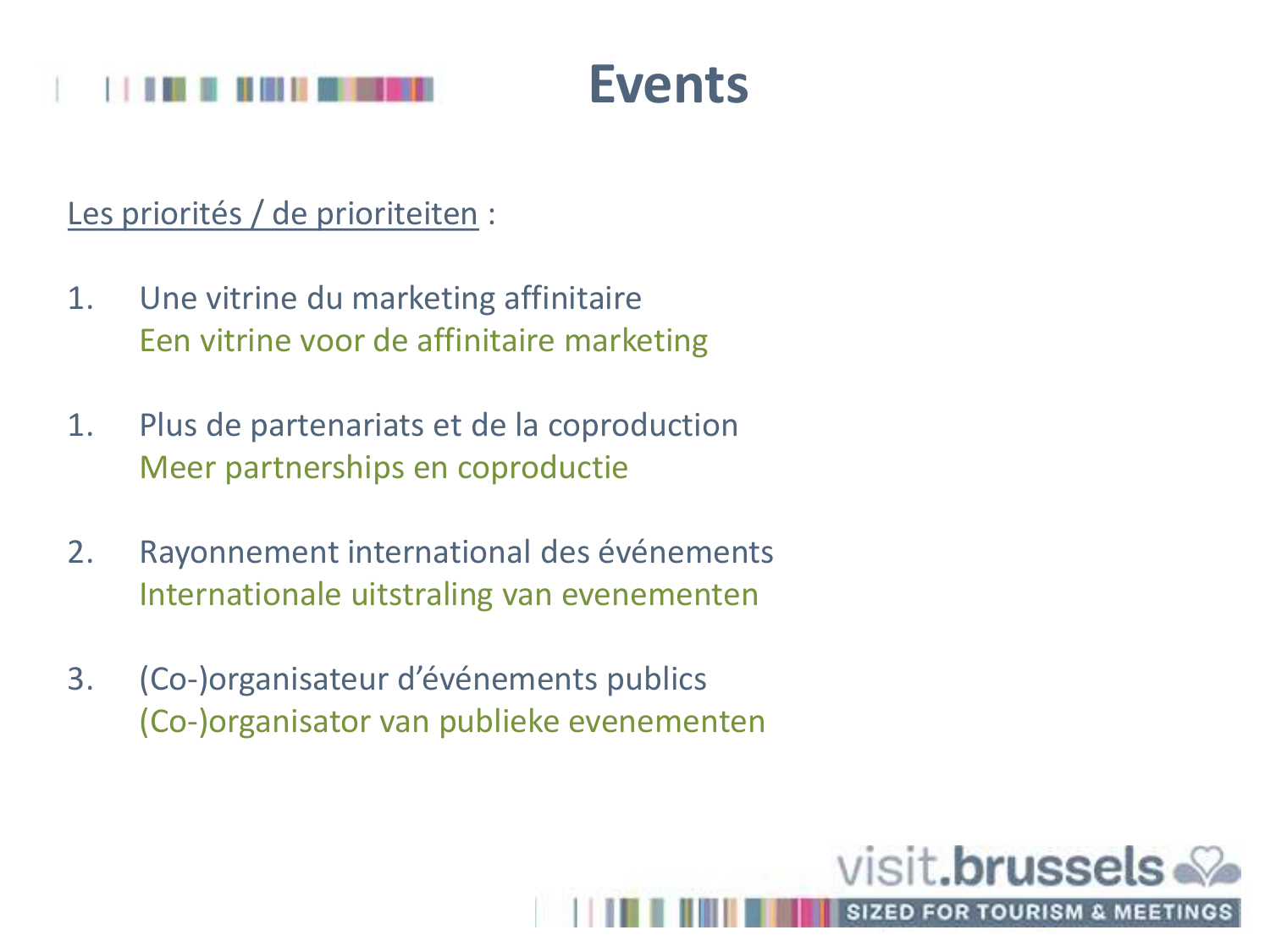# Events

<u>Les priorités / de prioriteiten</u> :

1. Une vitrine du marketing affinitaire
   Een vitrine voor de affinitaire marketing

1. Plus de partenariats et de la coproduction
   Meer partnerships en coproductie

2. Rayonnement international des événements
   Internationale uitstraling van evenementen

3. (Co-)organisateur d'événements publics
   (Co-)organisator van publieke evenementen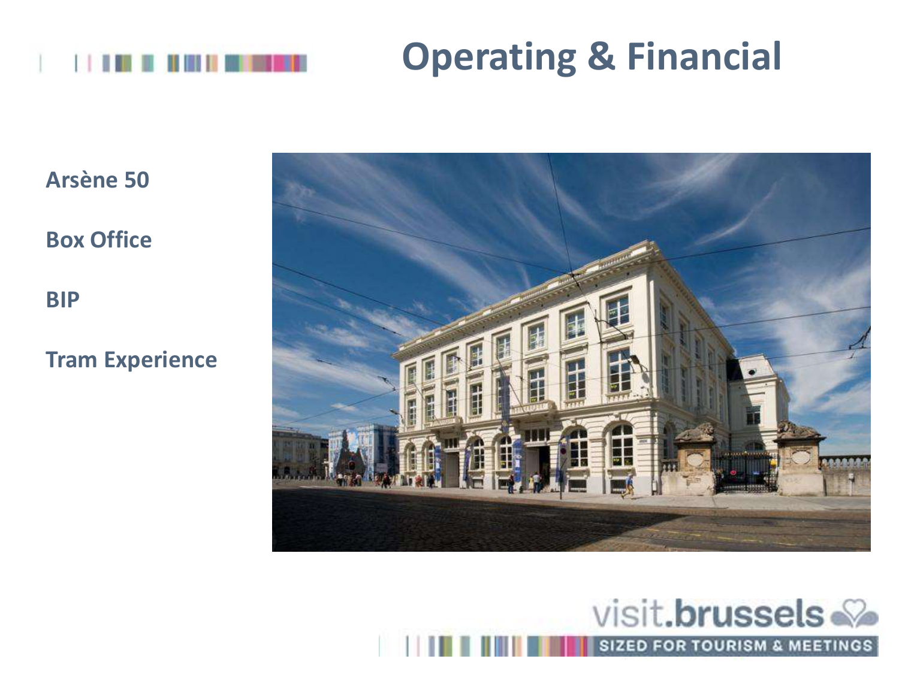# Operating & Financial

**Arsène 50**

**Box Office**

**BIP**

**Tram Experience**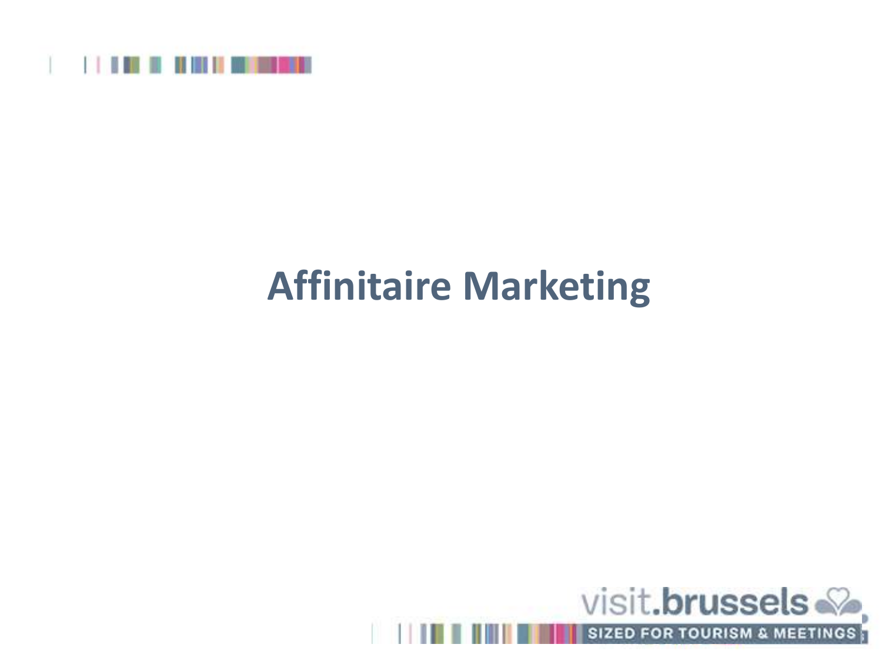# Affinitaire Marketing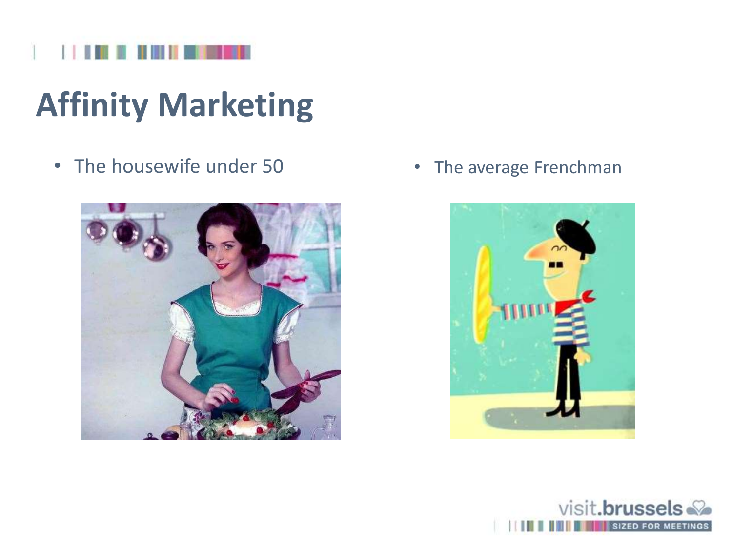# Affinity Marketing

- The housewife under 50
- The average Frenchman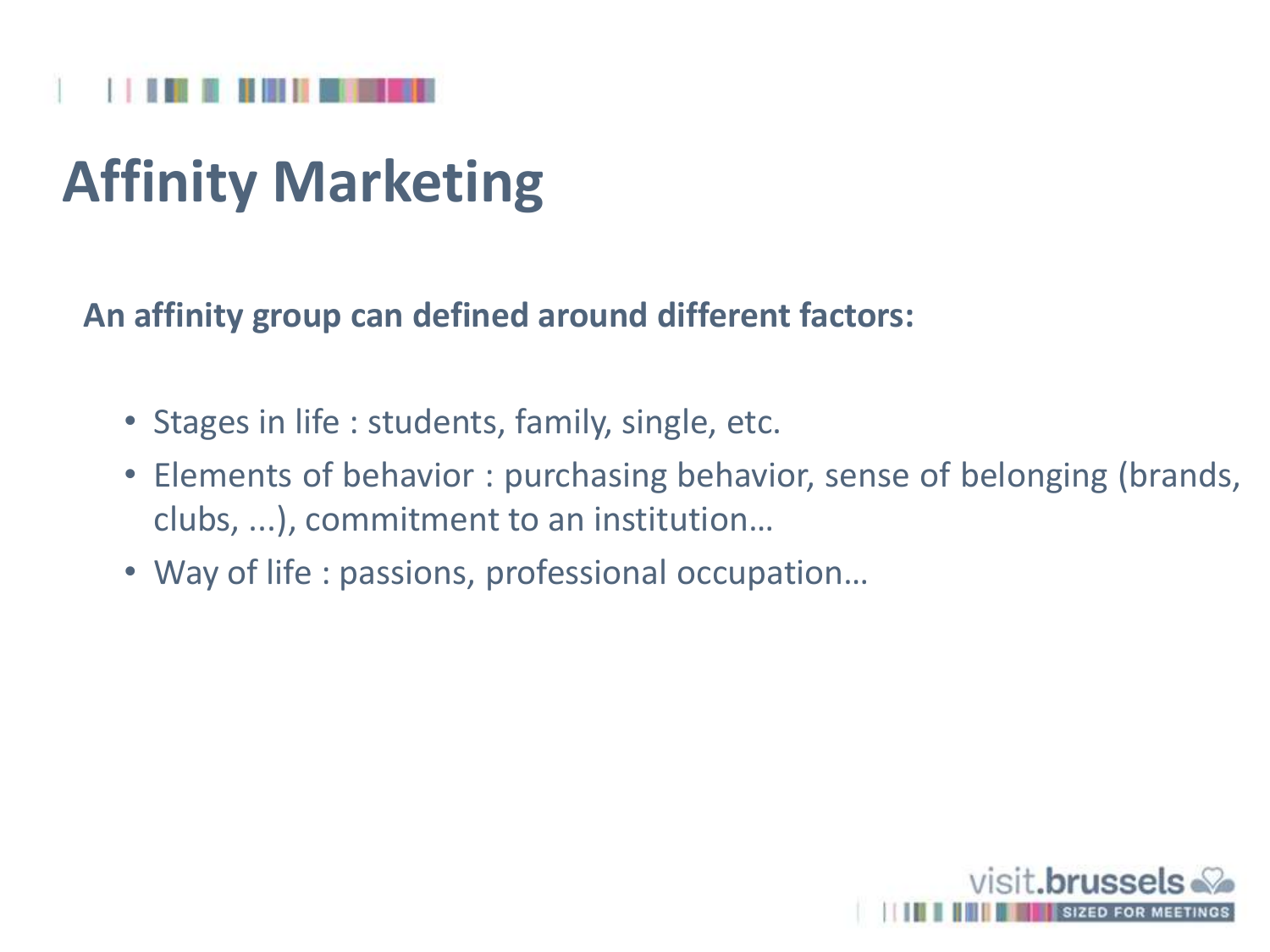# Affinity Marketing

**An affinity group can defined around different factors:**

- Stages in life : students, family, single, etc.
- Elements of behavior : purchasing behavior, sense of belonging (brands, clubs, ...), commitment to an institution…
- Way of life : passions, professional occupation…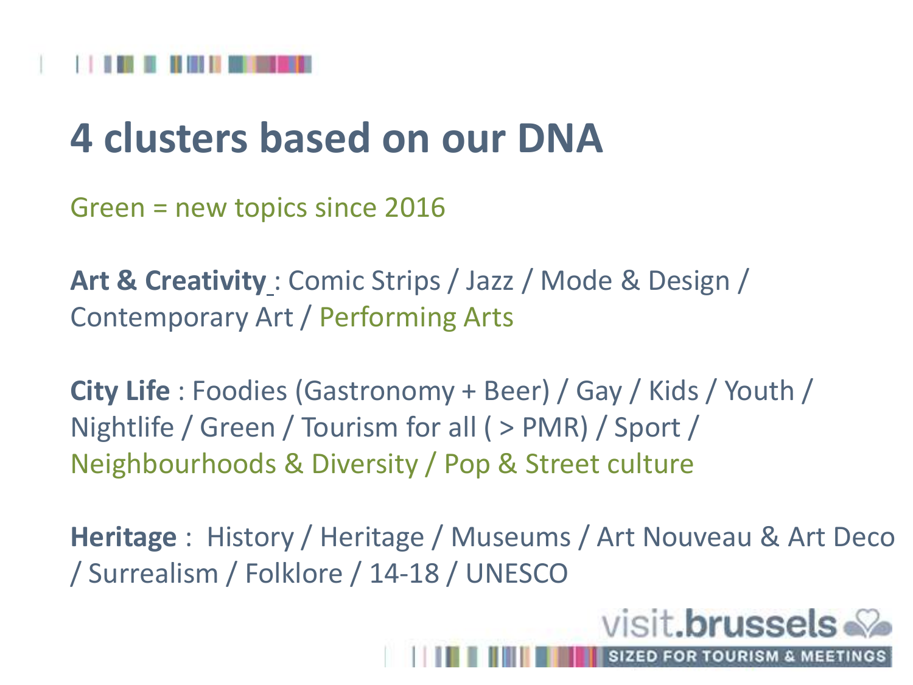# 4 clusters based on our DNA

Green = new topics since 2016

**Art & Creativity** : Comic Strips / Jazz / Mode & Design / Contemporary Art / Performing Arts

**City Life** : Foodies (Gastronomy + Beer) / Gay / Kids / Youth / Nightlife / Green / Tourism for all ( > PMR) / Sport / Neighbourhoods & Diversity / Pop & Street culture

**Heritage** : History / Heritage / Museums / Art Nouveau & Art Deco / Surrealism / Folklore / 14-18 / UNESCO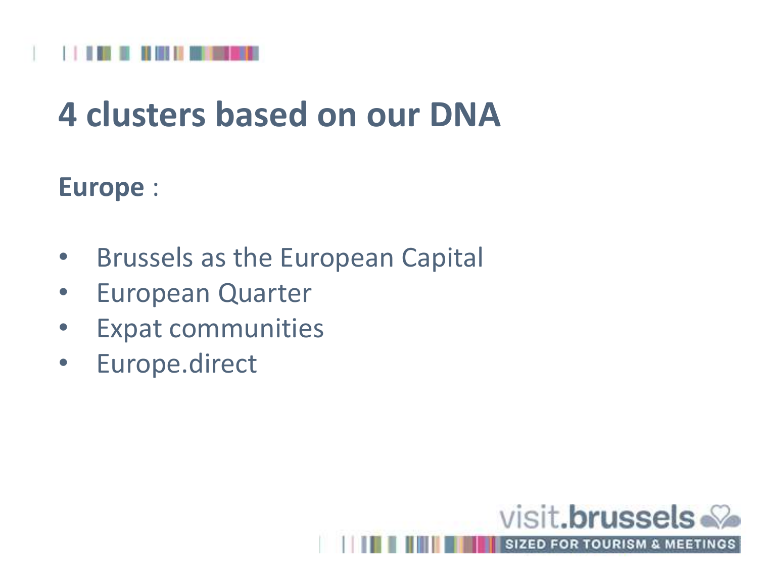# 4 clusters based on our DNA

**Europe** :

- Brussels as the European Capital
- European Quarter
- Expat communities
- Europe.direct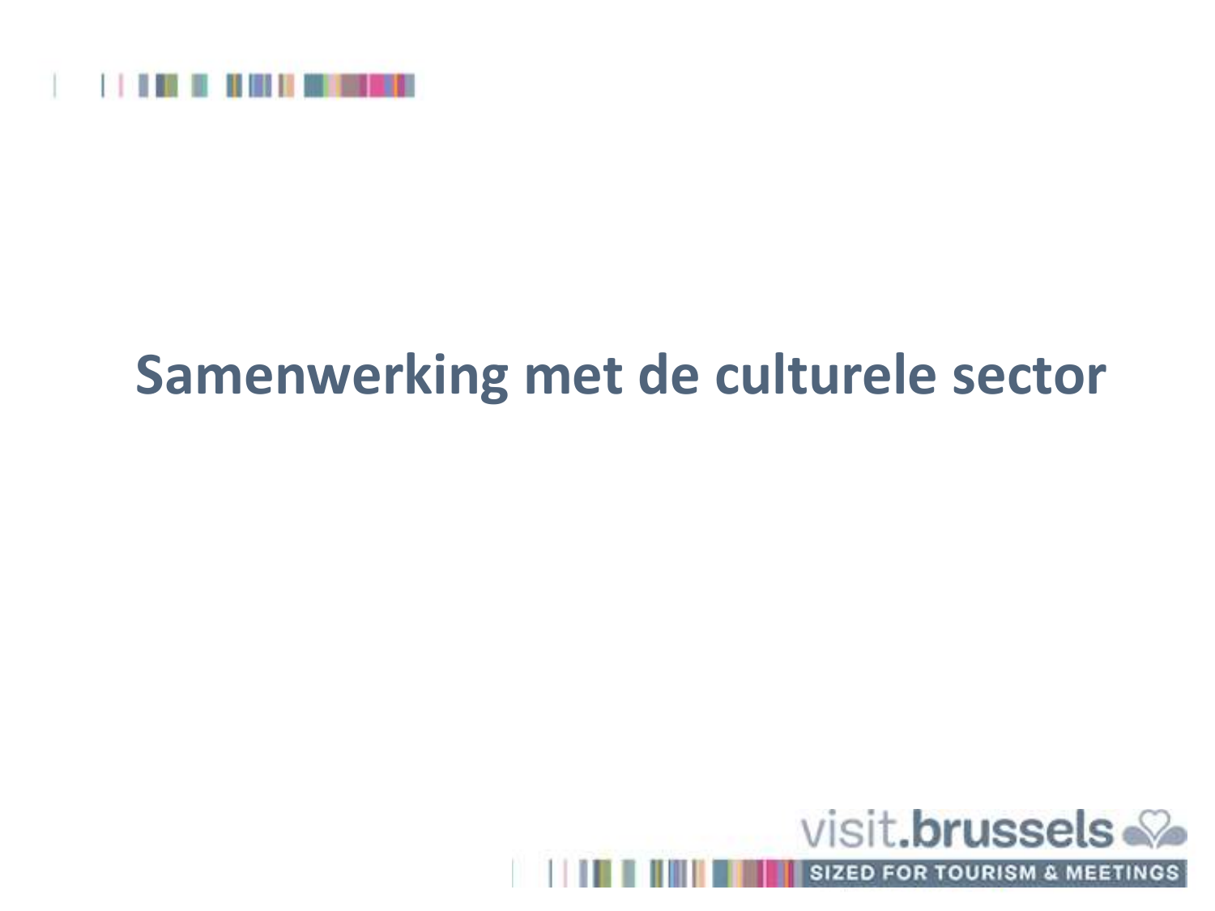# Samenwerking met de culturele sector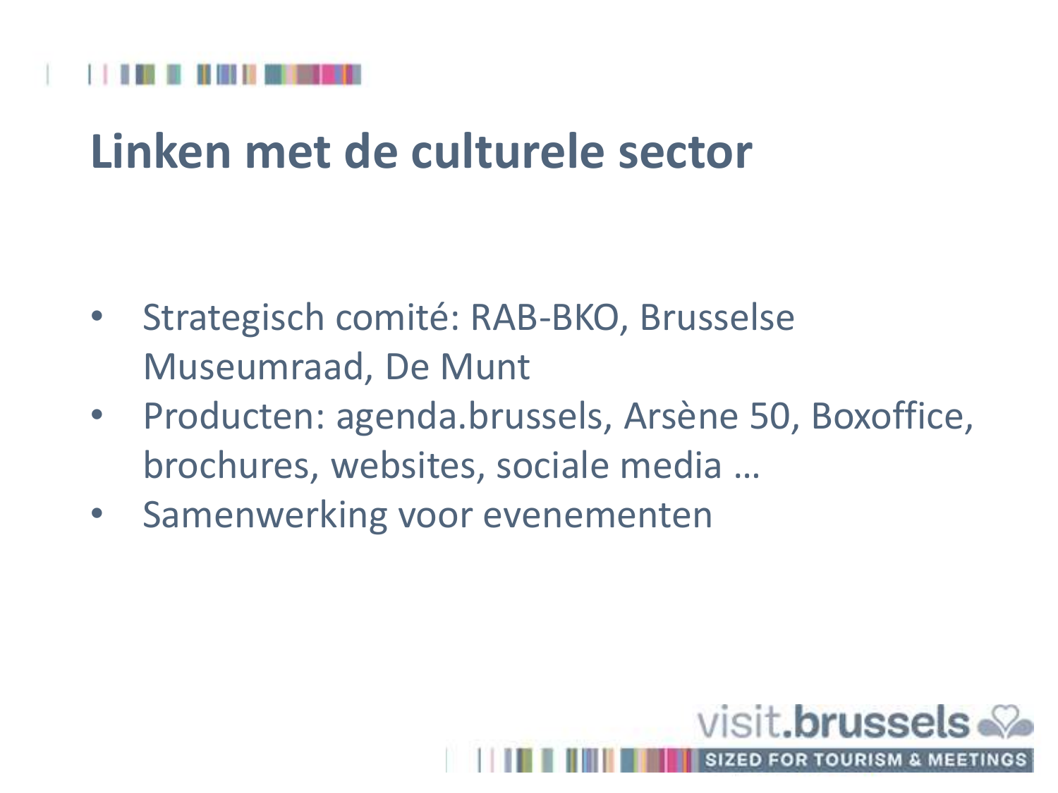# Linken met de culturele sector

- Strategisch comité: RAB-BKO, Brusselse Museumraad, De Munt
- Producten: agenda.brussels, Arsène 50, Boxoffice, brochures, websites, sociale media …
- Samenwerking voor evenementen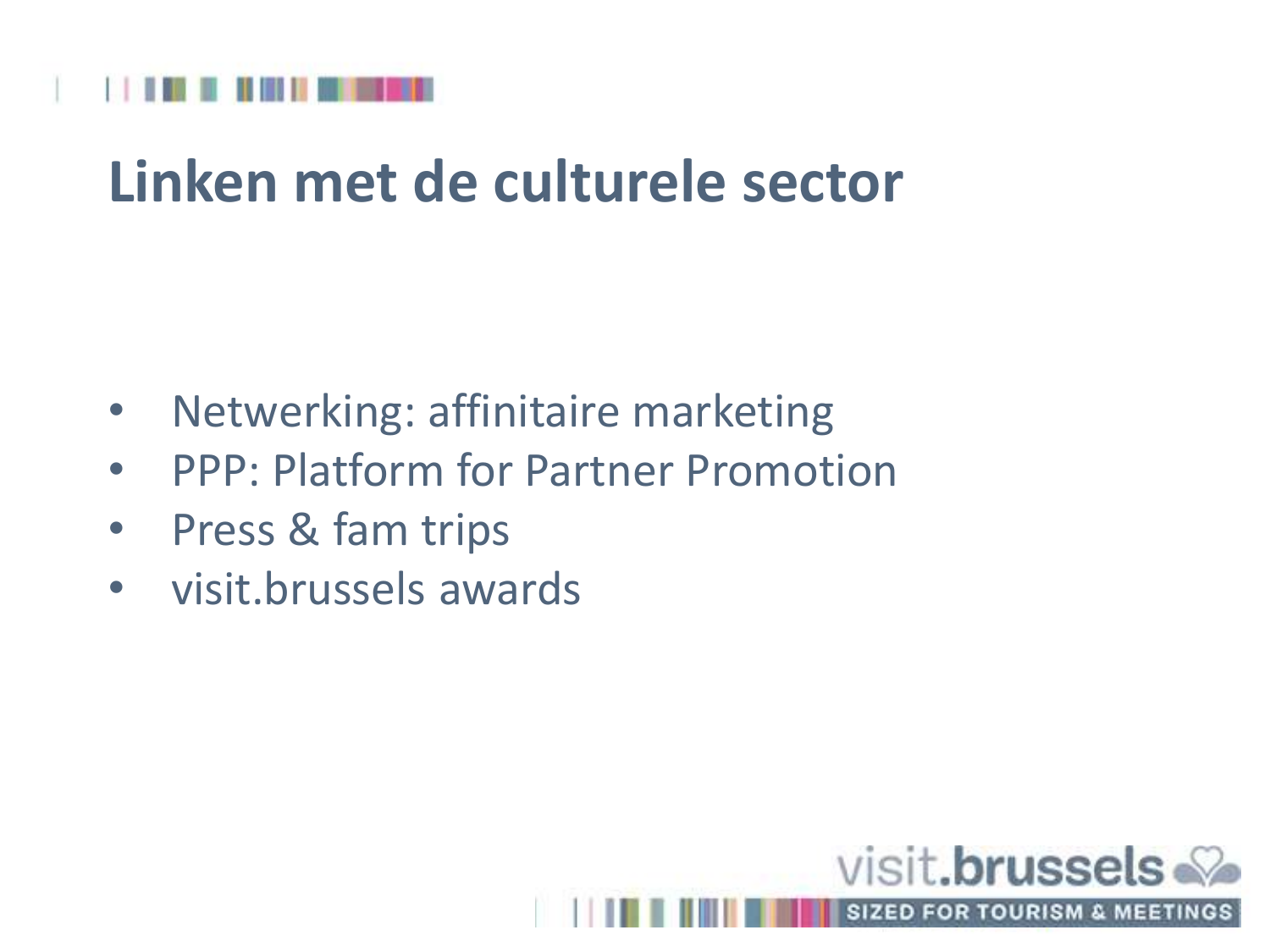# Linken met de culturele sector

- Netwerking: affinitaire marketing
- PPP: Platform for Partner Promotion
- Press & fam trips
- visit.brussels awards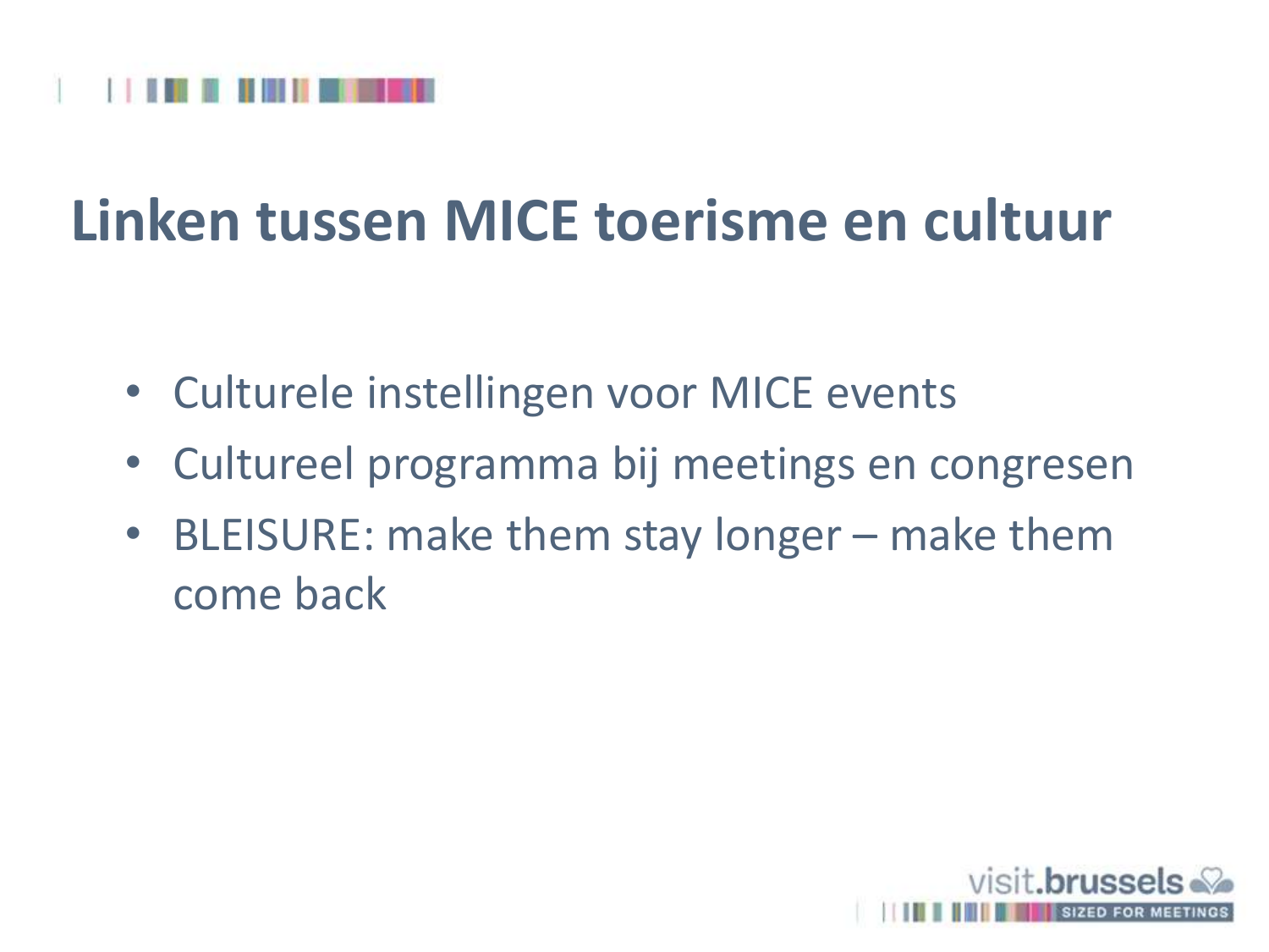# Linken tussen MICE toerisme en cultuur

- Culturele instellingen voor MICE events
- Cultureel programma bij meetings en congresen
- BLEISURE: make them stay longer – make them come back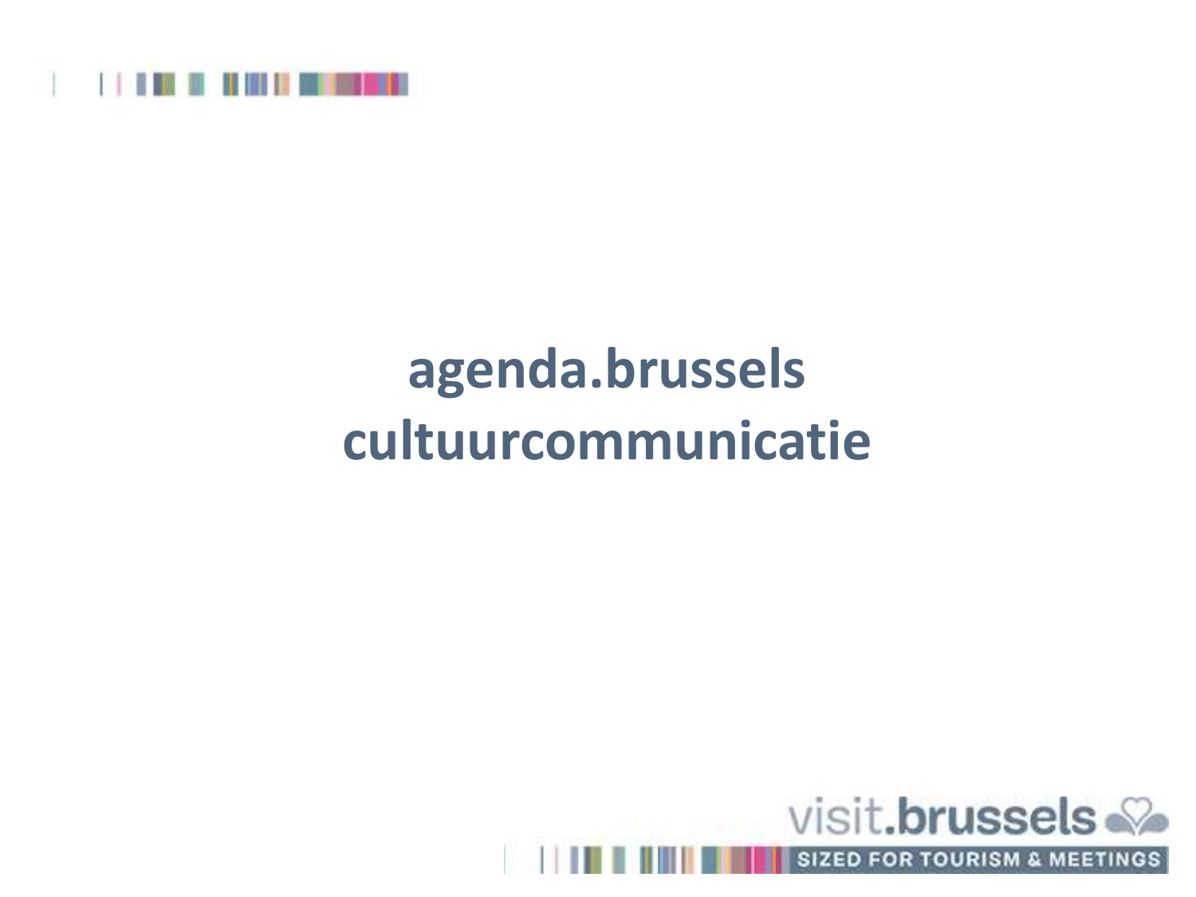# agenda.brussels cultuurcommunicatie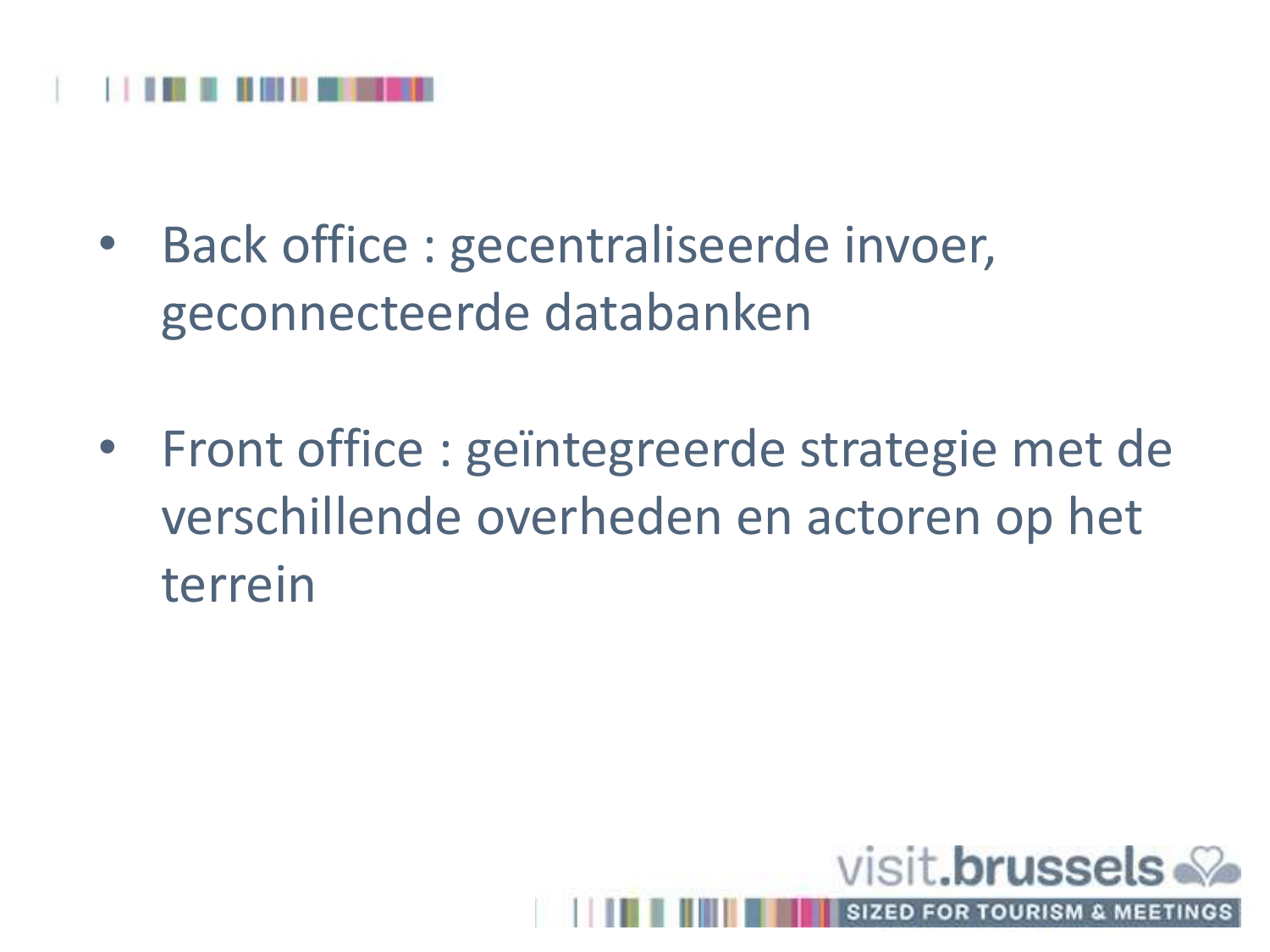- Back office : gecentraliseerde invoer, geconnecteerde databanken

- Front office : geïntegreerde strategie met de verschillende overheden en actoren op het terrein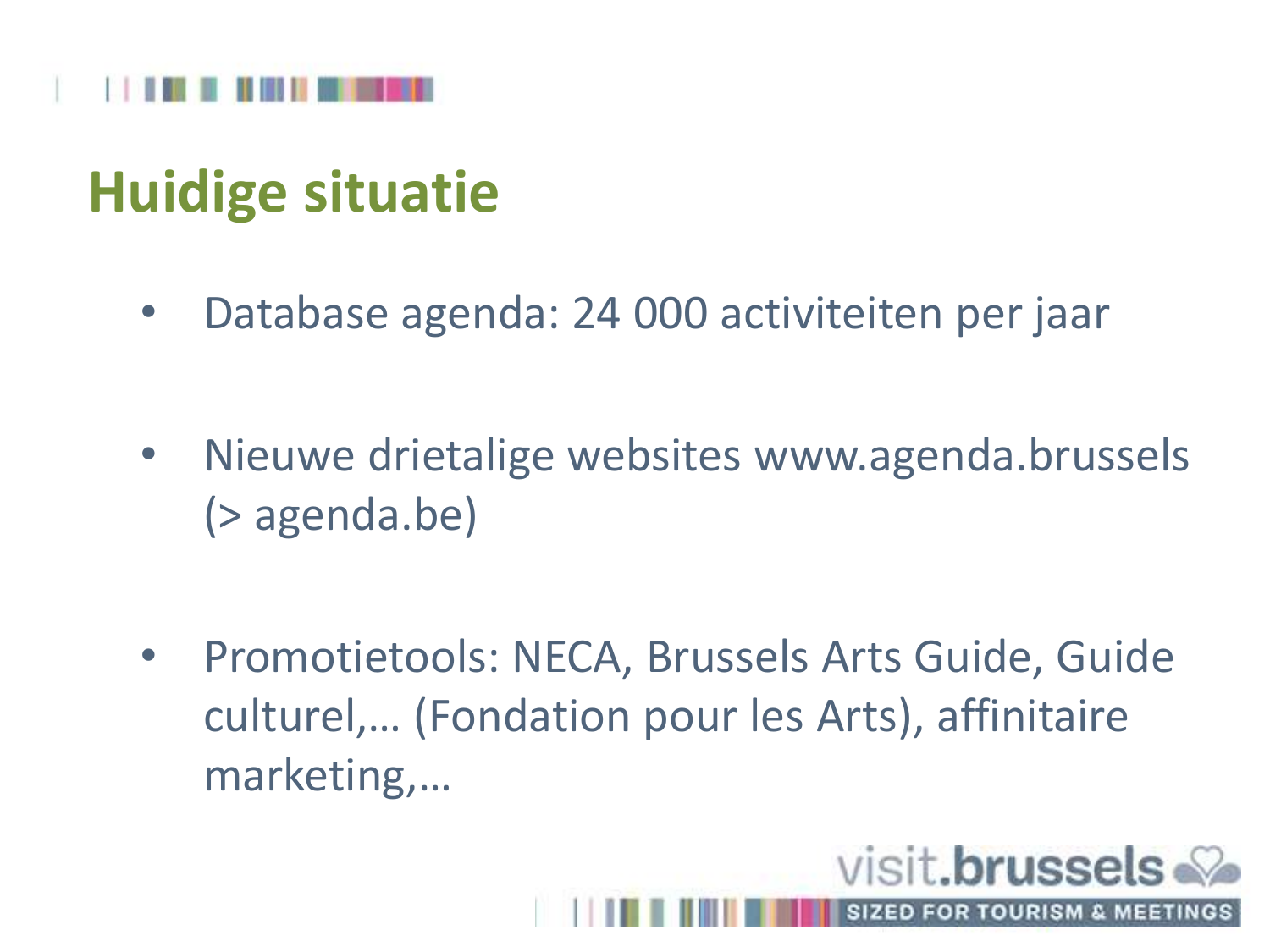# Huidige situatie

- Database agenda: 24 000 activiteiten per jaar
- Nieuwe drietalige websites www.agenda.brussels (> agenda.be)
- Promotietools: NECA, Brussels Arts Guide, Guide culturel,… (Fondation pour les Arts), affinitaire marketing,…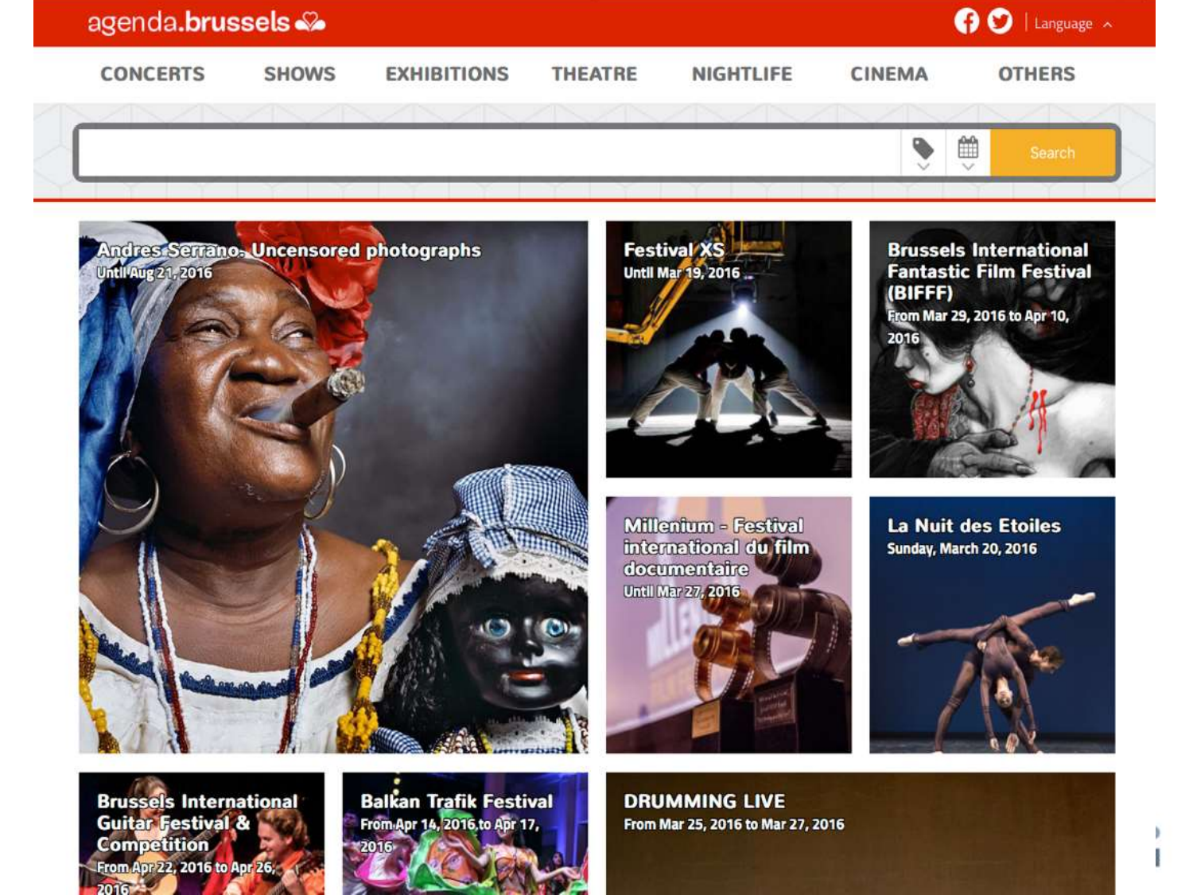agenda.brussels

Language

CONCERTS SHOWS EXHIBITIONS THEATRE NIGHTLIFE CINEMA OTHERS

Search

**Andres Serrano. Uncensored photographs**
Until Aug 21, 2016

**Festival XS**
Until Mar 19, 2016

**Brussels International Fantastic Film Festival (BIFFF)**
From Mar 29, 2016 to Apr 10, 2016

**Millenium - Festival international du film documentaire**
Until Mar 27, 2016

**La Nuit des Etoiles**
Sunday, March 20, 2016

**Brussels International Guitar Festival & Competition**
From Apr 22, 2016 to Apr 26, 2016

**Balkan Trafik Festival**
From Apr 14, 2016 to Apr 17, 2016

**DRUMMING LIVE**
From Mar 25, 2016 to Mar 27, 2016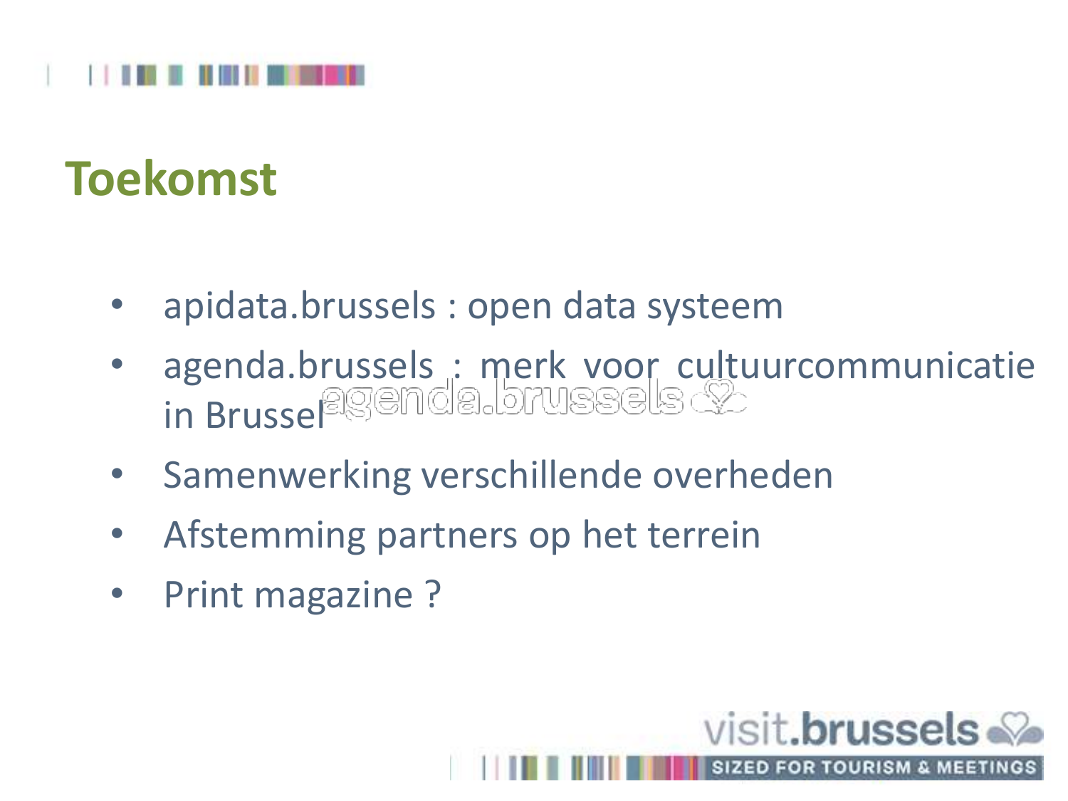# Toekomst

- apidata.brussels : open data systeem
- agenda.brussels : merk voor cultuurcommunicatie in Brussel
- Samenwerking verschillende overheden
- Afstemming partners op het terrein
- Print magazine ?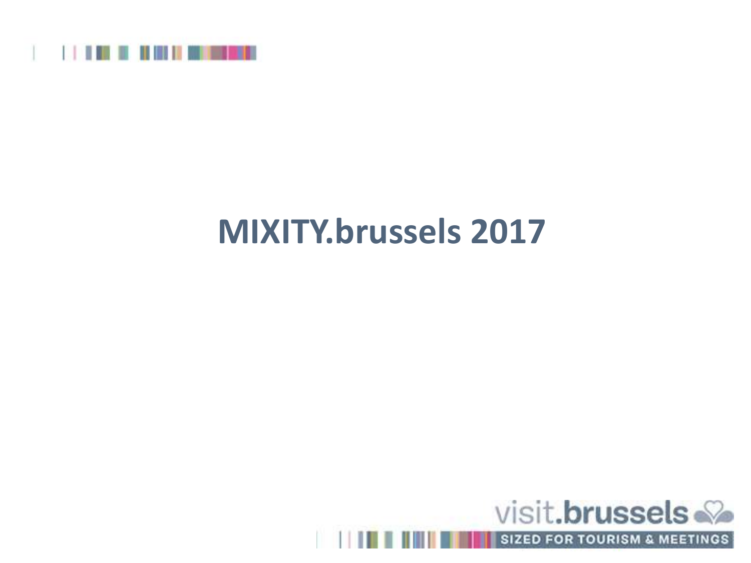# MIXITY.brussels 2017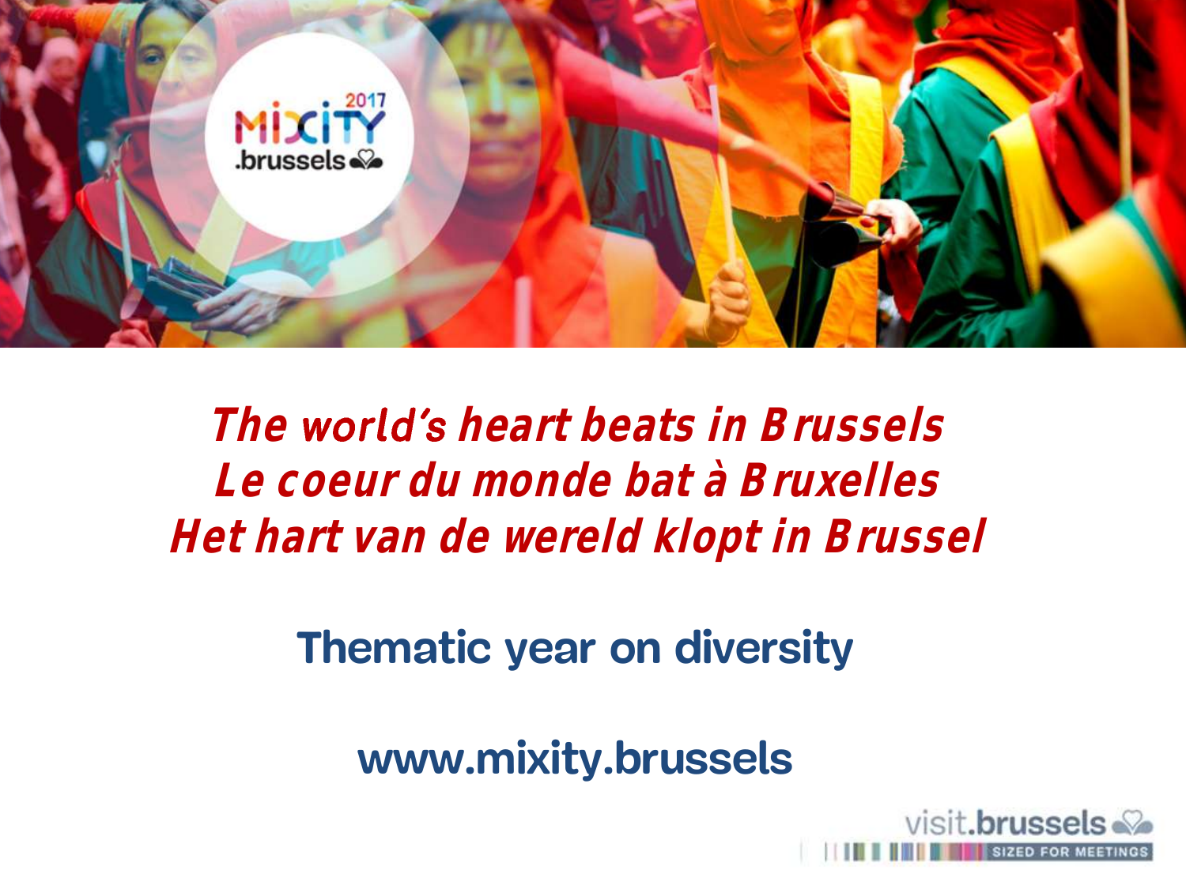*The world's heart beats in Brussels*
*Le coeur du monde bat à Bruxelles*
*Het hart van de wereld klopt in Brussel*

**Thematic year on diversity**

**www.mixity.brussels**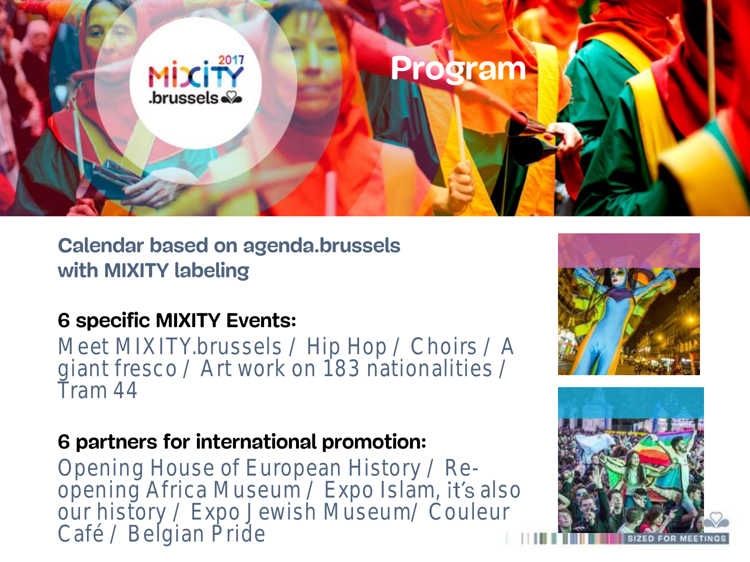# Program

**Calendar based on agenda.brussels with MIXITY labeling**

**6 specific MIXITY Events:**

Meet MIXITY.brussels / Hip Hop / Choirs / A giant fresco / Art work on 183 nationalities / Tram 44

**6 partners for international promotion:**

Opening House of European History / Re-opening Africa Museum / Expo Islam, it's also our history / Expo Jewish Museum/ Couleur Café / Belgian Pride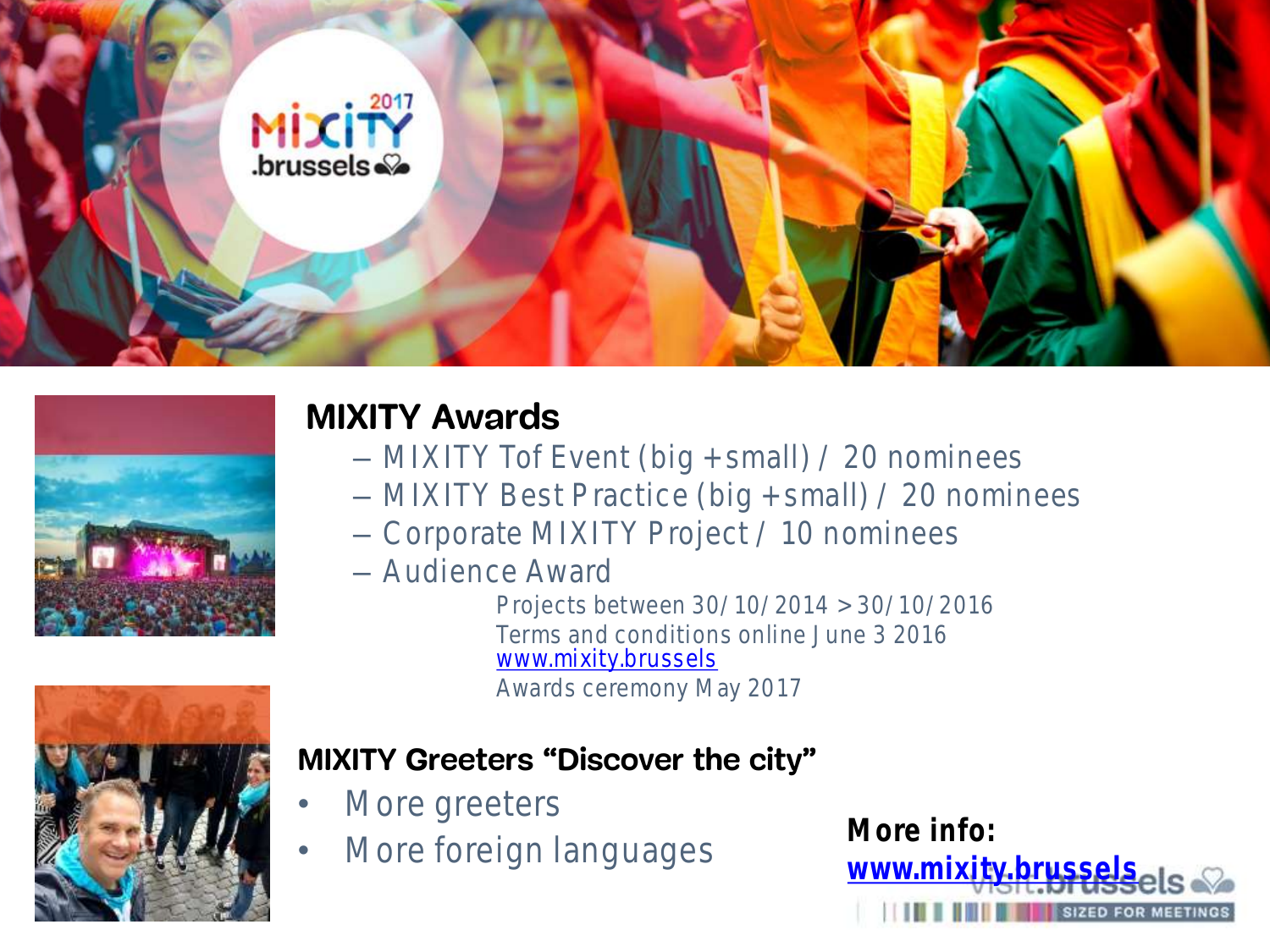## MIXITY Awards

- MIXITY Tof Event (big + small) / 20 nominees
- MIXITY Best Practice (big + small) / 20 nominees
- Corporate MIXITY Project / 10 nominees
- Audience Award

Projects between 30/10/2014 > 30/10/2016
Terms and conditions online June 3 2016
www.mixity.brussels
Awards ceremony May 2017

## MIXITY Greeters "Discover the city"

- More greeters
- More foreign languages

**More info:**
**www.mixity.brussels**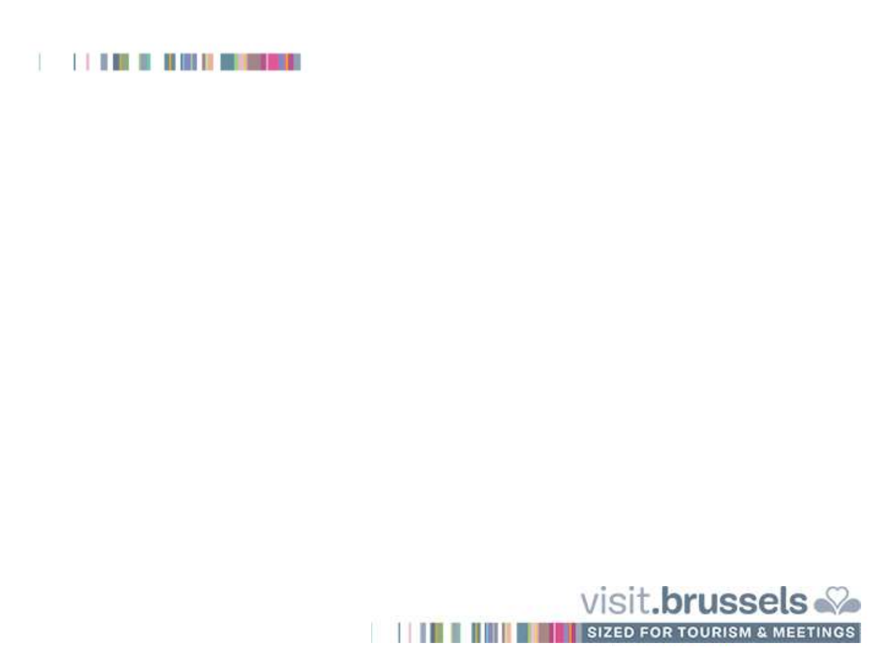visit.brussels

SIZED FOR TOURISM & MEETINGS